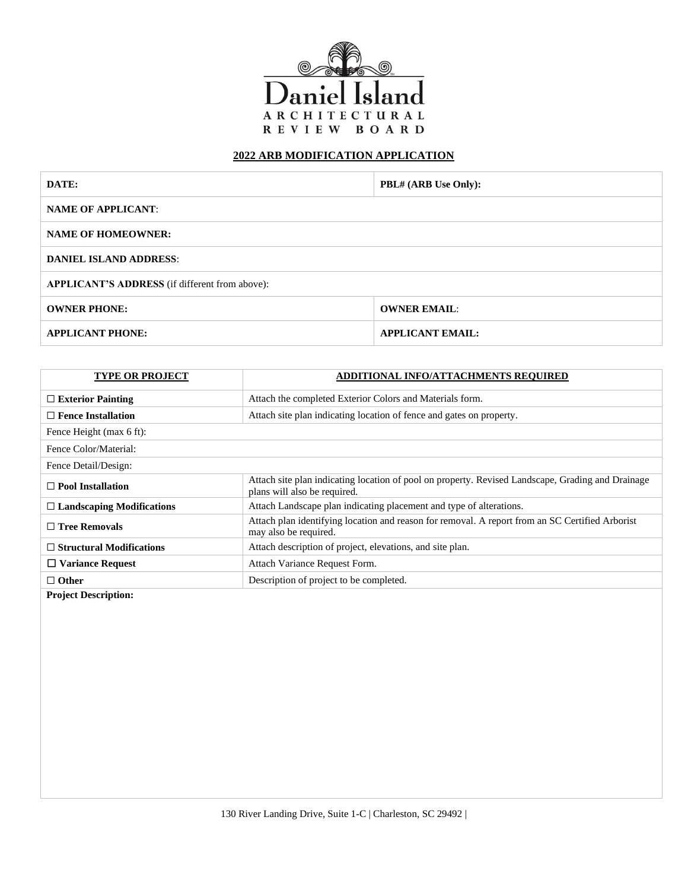Daniel Island
ARCHITECTURAL
REVIEW BOARD

## 2022 ARB MODIFICATION APPLICATION

| **DATE:** | **PBL# (ARB Use Only):** |
|---|---|
| **NAME OF APPLICANT**: | |
| **NAME OF HOMEOWNER:** | |
| **DANIEL ISLAND ADDRESS**: | |
| **APPLICANT'S ADDRESS** (if different from above): | |
| **OWNER PHONE:** | **OWNER EMAIL**: |
| **APPLICANT PHONE:** | **APPLICANT EMAIL:** |

| **TYPE OR PROJECT** | **ADDITIONAL INFO/ATTACHMENTS REQUIRED** |
|---|---|
| ☐ **Exterior Painting** | Attach the completed Exterior Colors and Materials form. |
| ☐ **Fence Installation** | Attach site plan indicating location of fence and gates on property. |
| Fence Height (max 6 ft): | |
| Fence Color/Material: | |
| Fence Detail/Design: | |
| ☐ **Pool Installation** | Attach site plan indicating location of pool on property. Revised Landscape, Grading and Drainage plans will also be required. |
| ☐ **Landscaping Modifications** | Attach Landscape plan indicating placement and type of alterations. |
| ☐ **Tree Removals** | Attach plan identifying location and reason for removal. A report from an SC Certified Arborist may also be required. |
| ☐ **Structural Modifications** | Attach description of project, elevations, and site plan. |
| ☐ **Variance Request** | Attach Variance Request Form. |
| ☐ **Other** | Description of project to be completed. |
| **Project Description:** | |

130 River Landing Drive, Suite 1-C | Charleston, SC 29492 |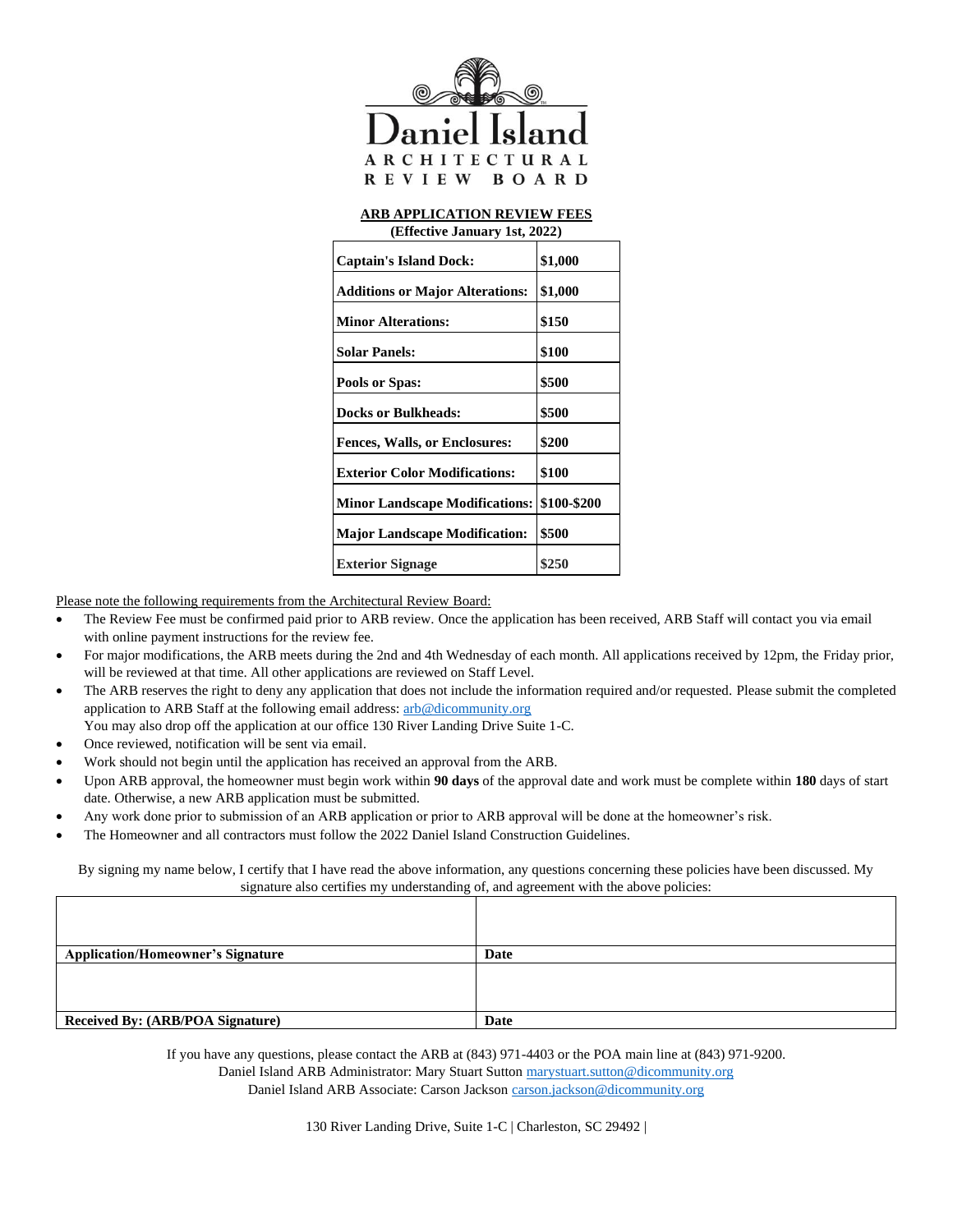# Daniel Island

ARCHITECTURAL REVIEW BOARD

## ARB APPLICATION REVIEW FEES

**(Effective January 1st, 2022)**

| | |
|---|---|
| **Captain's Island Dock:** | **$1,000** |
| **Additions or Major Alterations:** | **$1,000** |
| **Minor Alterations:** | **$150** |
| **Solar Panels:** | **$100** |
| **Pools or Spas:** | **$500** |
| **Docks or Bulkheads:** | **$500** |
| **Fences, Walls, or Enclosures:** | **$200** |
| **Exterior Color Modifications:** | **$100** |
| **Minor Landscape Modifications:** | **$100-$200** |
| **Major Landscape Modification:** | **$500** |
| **Exterior Signage** | **$250** |

Please note the following requirements from the Architectural Review Board:

- The Review Fee must be confirmed paid prior to ARB review. Once the application has been received, ARB Staff will contact you via email with online payment instructions for the review fee.
- For major modifications, the ARB meets during the 2nd and 4th Wednesday of each month. All applications received by 12pm, the Friday prior, will be reviewed at that time. All other applications are reviewed on Staff Level.
- The ARB reserves the right to deny any application that does not include the information required and/or requested. Please submit the completed application to ARB Staff at the following email address: arb@dicommunity.org
  You may also drop off the application at our office 130 River Landing Drive Suite 1-C.
- Once reviewed, notification will be sent via email.
- Work should not begin until the application has received an approval from the ARB.
- Upon ARB approval, the homeowner must begin work within **90 days** of the approval date and work must be complete within **180** days of start date. Otherwise, a new ARB application must be submitted.
- Any work done prior to submission of an ARB application or prior to ARB approval will be done at the homeowner's risk.
- The Homeowner and all contractors must follow the 2022 Daniel Island Construction Guidelines.

By signing my name below, I certify that I have read the above information, any questions concerning these policies have been discussed. My signature also certifies my understanding of, and agreement with the above policies:

| | |
|---|---|
| | |
| **Application/Homeowner's Signature** | **Date** |
| | |
| **Received By: (ARB/POA Signature)** | **Date** |

If you have any questions, please contact the ARB at (843) 971-4403 or the POA main line at (843) 971-9200.
Daniel Island ARB Administrator: Mary Stuart Sutton marystuart.sutton@dicommunity.org
Daniel Island ARB Associate: Carson Jackson carson.jackson@dicommunity.org

130 River Landing Drive, Suite 1-C | Charleston, SC 29492 |